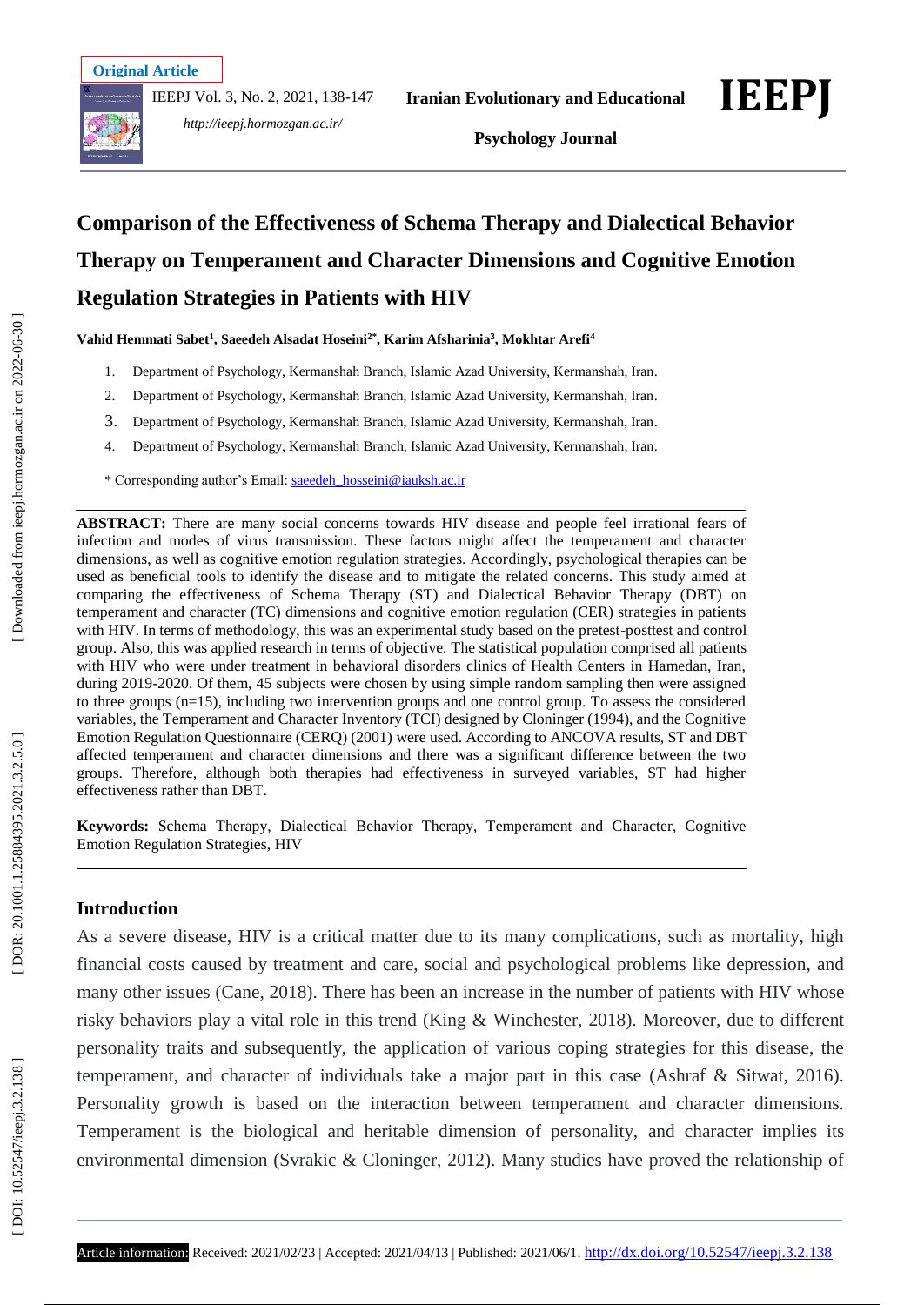**Original Article**

# Comparison of the Effectiveness of Schema Therapy and Dialectical Behavior Therapy on Temperament and Character Dimensions and Cognitive Emotion Regulation Strategies in Patients with HIV

**Vahid Hemmati Sabet[1], Saeedeh Alsadat Hoseini[2*], Karim Afsharinia[3], Mokhtar Arefi[4]**

1. Department of Psychology, Kermanshah Branch, Islamic Azad University, Kermanshah, Iran.
2. Department of Psychology, Kermanshah Branch, Islamic Azad University, Kermanshah, Iran.
3. Department of Psychology, Kermanshah Branch, Islamic Azad University, Kermanshah, Iran.
4. Department of Psychology, Kermanshah Branch, Islamic Azad University, Kermanshah, Iran.

\* Corresponding author's Email: saeedeh_hosseini@iauksh.ac.ir

**ABSTRACT:** There are many social concerns towards HIV disease and people feel irrational fears of infection and modes of virus transmission. These factors might affect the temperament and character dimensions, as well as cognitive emotion regulation strategies. Accordingly, psychological therapies can be used as beneficial tools to identify the disease and to mitigate the related concerns. This study aimed at comparing the effectiveness of Schema Therapy (ST) and Dialectical Behavior Therapy (DBT) on temperament and character (TC) dimensions and cognitive emotion regulation (CER) strategies in patients with HIV. In terms of methodology, this was an experimental study based on the pretest-posttest and control group. Also, this was applied research in terms of objective. The statistical population comprised all patients with HIV who were under treatment in behavioral disorders clinics of Health Centers in Hamedan, Iran, during 2019-2020. Of them, 45 subjects were chosen by using simple random sampling then were assigned to three groups (n=15), including two intervention groups and one control group. To assess the considered variables, the Temperament and Character Inventory (TCI) designed by Cloninger (1994), and the Cognitive Emotion Regulation Questionnaire (CERQ) (2001) were used. According to ANCOVA results, ST and DBT affected temperament and character dimensions and there was a significant difference between the two groups. Therefore, although both therapies had effectiveness in surveyed variables, ST had higher effectiveness rather than DBT.

**Keywords:** Schema Therapy, Dialectical Behavior Therapy, Temperament and Character, Cognitive Emotion Regulation Strategies, HIV

## Introduction

As a severe disease, HIV is a critical matter due to its many complications, such as mortality, high financial costs caused by treatment and care, social and psychological problems like depression, and many other issues (Cane, 2018). There has been an increase in the number of patients with HIV whose risky behaviors play a vital role in this trend (King & Winchester, 2018). Moreover, due to different personality traits and subsequently, the application of various coping strategies for this disease, the temperament, and character of individuals take a major part in this case (Ashraf & Sitwat, 2016). Personality growth is based on the interaction between temperament and character dimensions. Temperament is the biological and heritable dimension of personality, and character implies its environmental dimension (Svrakic & Cloninger, 2012). Many studies have proved the relationship of

Article information: Received: 2021/02/23 | Accepted: 2021/04/13 | Published: 2021/06/1. http://dx.doi.org/10.52547/ieepj.3.2.138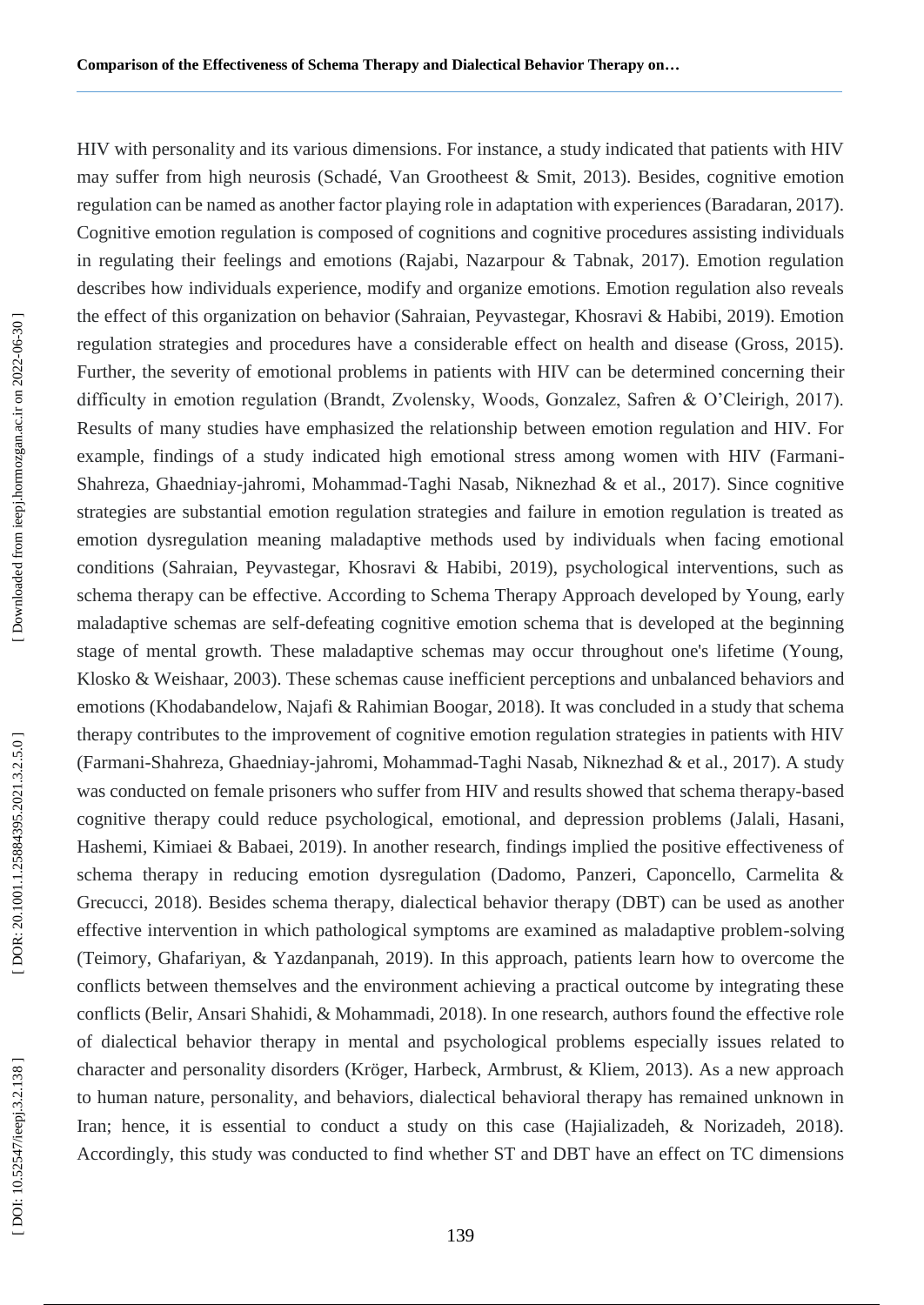HIV with personality and its various dimensions. For instance, a study indicated that patients with HIV may suffer from high neurosis (Schadé, Van Grootheest & Smit, 2013). Besides, cognitive emotion regulation can be named as another factor playing role in adaptation with experiences (Baradaran, 2017). Cognitive emotion regulation is composed of cognitions and cognitive procedures assisting individuals in regulating their feelings and emotions (Rajabi, Nazarpour & Tabnak, 2017). Emotion regulation describes how individuals experience, modify and organize emotions. Emotion regulation also reveals the effect of this organization on behavior (Sahraian, Peyvastegar, Khosravi & Habibi, 2019). Emotion regulation strategies and procedures have a considerable effect on health and disease (Gross, 2015). Further, the severity of emotional problems in patients with HIV can be determined concerning their difficulty in emotion regulation (Brandt, Zvolensky, Woods, Gonzalez, Safren & O'Cleirigh, 2017). Results of many studies have emphasized the relationship between emotion regulation and HIV. For example, findings of a study indicated high emotional stress among women with HIV (Farmani-Shahreza, Ghaedniay-jahromi, Mohammad-Taghi Nasab, Niknezhad & et al., 2017). Since cognitive strategies are substantial emotion regulation strategies and failure in emotion regulation is treated as emotion dysregulation meaning maladaptive methods used by individuals when facing emotional conditions (Sahraian, Peyvastegar, Khosravi & Habibi, 2019), psychological interventions, such as schema therapy can be effective. According to Schema Therapy Approach developed by Young, early maladaptive schemas are self-defeating cognitive emotion schema that is developed at the beginning stage of mental growth. These maladaptive schemas may occur throughout one's lifetime (Young, Klosko & Weishaar, 2003). These schemas cause inefficient perceptions and unbalanced behaviors and emotions (Khodabandelow, Najafi & Rahimian Boogar, 2018). It was concluded in a study that schema therapy contributes to the improvement of cognitive emotion regulation strategies in patients with HIV (Farmani-Shahreza, Ghaedniay-jahromi, Mohammad-Taghi Nasab, Niknezhad & et al., 2017). A study was conducted on female prisoners who suffer from HIV and results showed that schema therapy-based cognitive therapy could reduce psychological, emotional, and depression problems (Jalali, Hasani, Hashemi, Kimiaei & Babaei, 2019). In another research, findings implied the positive effectiveness of schema therapy in reducing emotion dysregulation (Dadomo, Panzeri, Caponcello, Carmelita & Grecucci, 2018). Besides schema therapy, dialectical behavior therapy (DBT) can be used as another effective intervention in which pathological symptoms are examined as maladaptive problem-solving (Teimory, Ghafariyan, & Yazdanpanah, 2019). In this approach, patients learn how to overcome the conflicts between themselves and the environment achieving a practical outcome by integrating these conflicts (Belir, Ansari Shahidi, & Mohammadi, 2018). In one research, authors found the effective role of dialectical behavior therapy in mental and psychological problems especially issues related to character and personality disorders (Kröger, Harbeck, Armbrust, & Kliem, 2013). As a new approach to human nature, personality, and behaviors, dialectical behavioral therapy has remained unknown in Iran; hence, it is essential to conduct a study on this case (Hajializadeh, & Norizadeh, 2018). Accordingly, this study was conducted to find whether ST and DBT have an effect on TC dimensions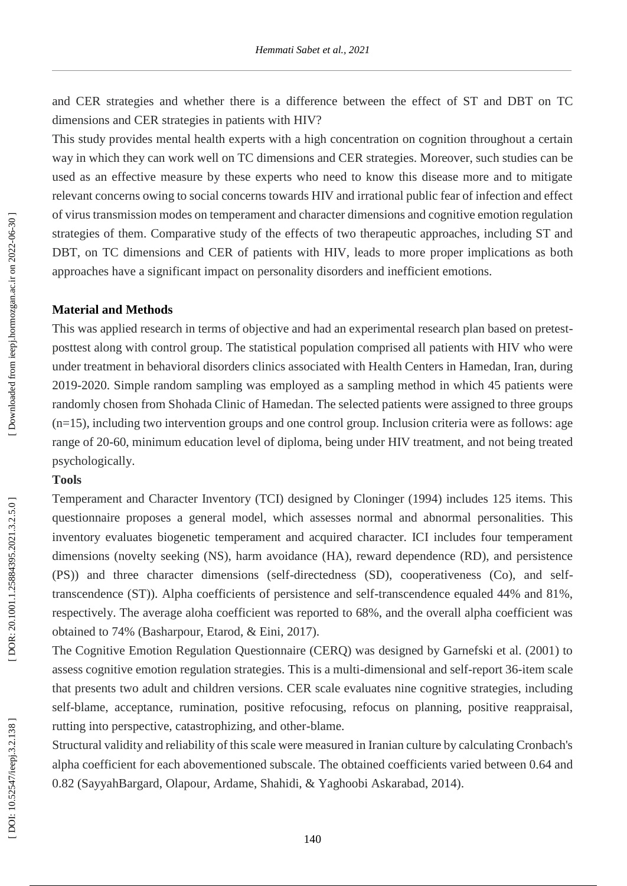and CER strategies and whether there is a difference between the effect of ST and DBT on TC dimensions and CER strategies in patients with HIV?

This study provides mental health experts with a high concentration on cognition throughout a certain way in which they can work well on TC dimensions and CER strategies. Moreover, such studies can be used as an effective measure by these experts who need to know this disease more and to mitigate relevant concerns owing to social concerns towards HIV and irrational public fear of infection and effect of virus transmission modes on temperament and character dimensions and cognitive emotion regulation strategies of them. Comparative study of the effects of two therapeutic approaches, including ST and DBT, on TC dimensions and CER of patients with HIV, leads to more proper implications as both approaches have a significant impact on personality disorders and inefficient emotions.

## Material and Methods

This was applied research in terms of objective and had an experimental research plan based on pretest-posttest along with control group. The statistical population comprised all patients with HIV who were under treatment in behavioral disorders clinics associated with Health Centers in Hamedan, Iran, during 2019-2020. Simple random sampling was employed as a sampling method in which 45 patients were randomly chosen from Shohada Clinic of Hamedan. The selected patients were assigned to three groups (n=15), including two intervention groups and one control group. Inclusion criteria were as follows: age range of 20-60, minimum education level of diploma, being under HIV treatment, and not being treated psychologically.

### Tools

Temperament and Character Inventory (TCI) designed by Cloninger (1994) includes 125 items. This questionnaire proposes a general model, which assesses normal and abnormal personalities. This inventory evaluates biogenetic temperament and acquired character. ICI includes four temperament dimensions (novelty seeking (NS), harm avoidance (HA), reward dependence (RD), and persistence (PS)) and three character dimensions (self-directedness (SD), cooperativeness (Co), and self-transcendence (ST)). Alpha coefficients of persistence and self-transcendence equaled 44% and 81%, respectively. The average aloha coefficient was reported to 68%, and the overall alpha coefficient was obtained to 74% (Basharpour, Etarod, & Eini, 2017).

The Cognitive Emotion Regulation Questionnaire (CERQ) was designed by Garnefski et al. (2001) to assess cognitive emotion regulation strategies. This is a multi-dimensional and self-report 36-item scale that presents two adult and children versions. CER scale evaluates nine cognitive strategies, including self-blame, acceptance, rumination, positive refocusing, refocus on planning, positive reappraisal, rutting into perspective, catastrophizing, and other-blame.

Structural validity and reliability of this scale were measured in Iranian culture by calculating Cronbach's alpha coefficient for each abovementioned subscale. The obtained coefficients varied between 0.64 and 0.82 (SayyahBargard, Olapour, Ardame, Shahidi, & Yaghoobi Askarabad, 2014).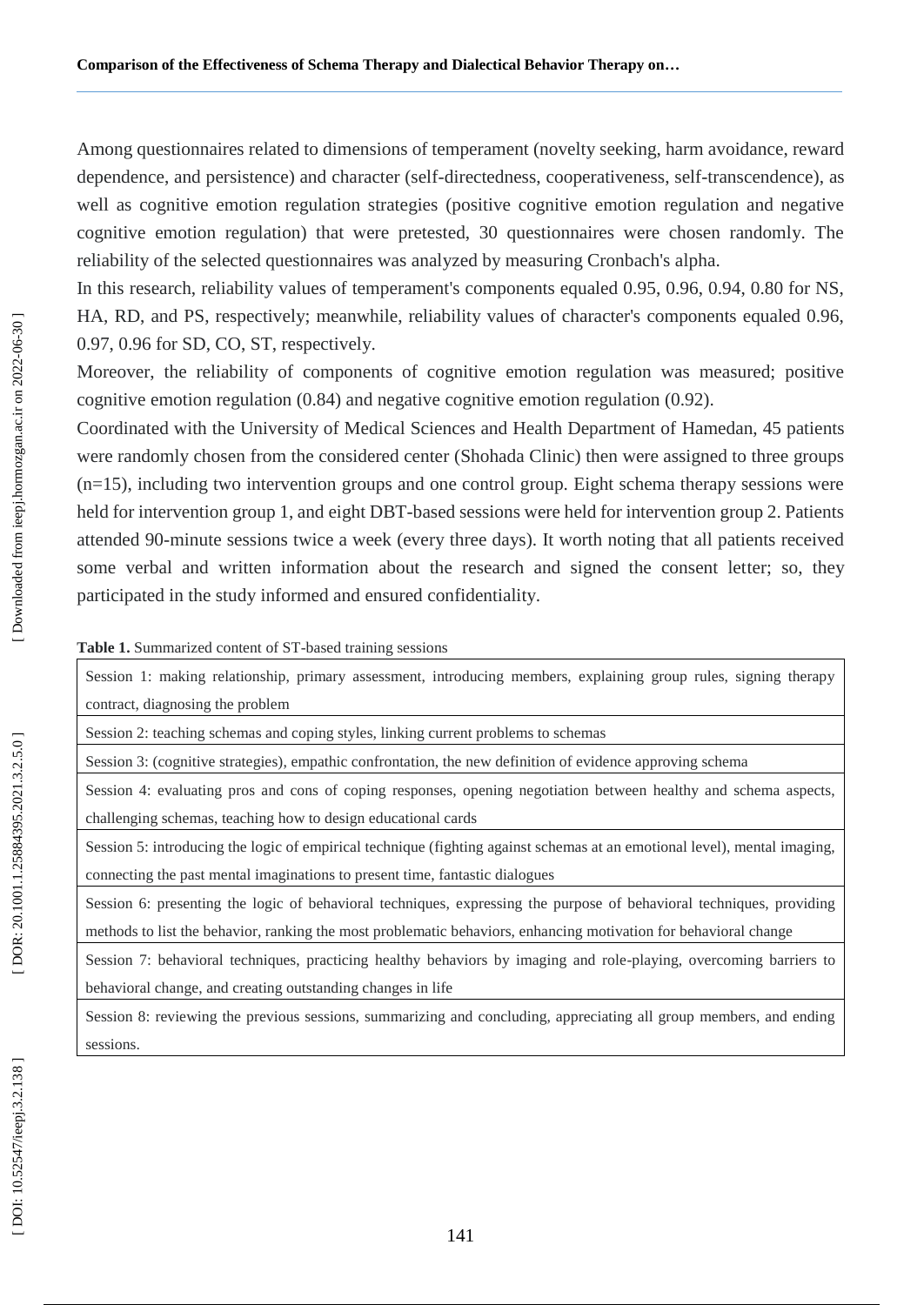Among questionnaires related to dimensions of temperament (novelty seeking, harm avoidance, reward dependence, and persistence) and character (self-directedness, cooperativeness, self-transcendence), as well as cognitive emotion regulation strategies (positive cognitive emotion regulation and negative cognitive emotion regulation) that were pretested, 30 questionnaires were chosen randomly. The reliability of the selected questionnaires was analyzed by measuring Cronbach's alpha.

In this research, reliability values of temperament's components equaled 0.95, 0.96, 0.94, 0.80 for NS, HA, RD, and PS, respectively; meanwhile, reliability values of character's components equaled 0.96, 0.97, 0.96 for SD, CO, ST, respectively.

Moreover, the reliability of components of cognitive emotion regulation was measured; positive cognitive emotion regulation (0.84) and negative cognitive emotion regulation (0.92).

Coordinated with the University of Medical Sciences and Health Department of Hamedan, 45 patients were randomly chosen from the considered center (Shohada Clinic) then were assigned to three groups (n=15), including two intervention groups and one control group. Eight schema therapy sessions were held for intervention group 1, and eight DBT-based sessions were held for intervention group 2. Patients attended 90-minute sessions twice a week (every three days). It worth noting that all patients received some verbal and written information about the research and signed the consent letter; so, they participated in the study informed and ensured confidentiality.

**Table 1.** Summarized content of ST-based training sessions

| Session content |
|---|
| Session 1: making relationship, primary assessment, introducing members, explaining group rules, signing therapy contract, diagnosing the problem |
| Session 2: teaching schemas and coping styles, linking current problems to schemas |
| Session 3: (cognitive strategies), empathic confrontation, the new definition of evidence approving schema |
| Session 4: evaluating pros and cons of coping responses, opening negotiation between healthy and schema aspects, challenging schemas, teaching how to design educational cards |
| Session 5: introducing the logic of empirical technique (fighting against schemas at an emotional level), mental imaging, connecting the past mental imaginations to present time, fantastic dialogues |
| Session 6: presenting the logic of behavioral techniques, expressing the purpose of behavioral techniques, providing methods to list the behavior, ranking the most problematic behaviors, enhancing motivation for behavioral change |
| Session 7: behavioral techniques, practicing healthy behaviors by imaging and role-playing, overcoming barriers to behavioral change, and creating outstanding changes in life |
| Session 8: reviewing the previous sessions, summarizing and concluding, appreciating all group members, and ending sessions. |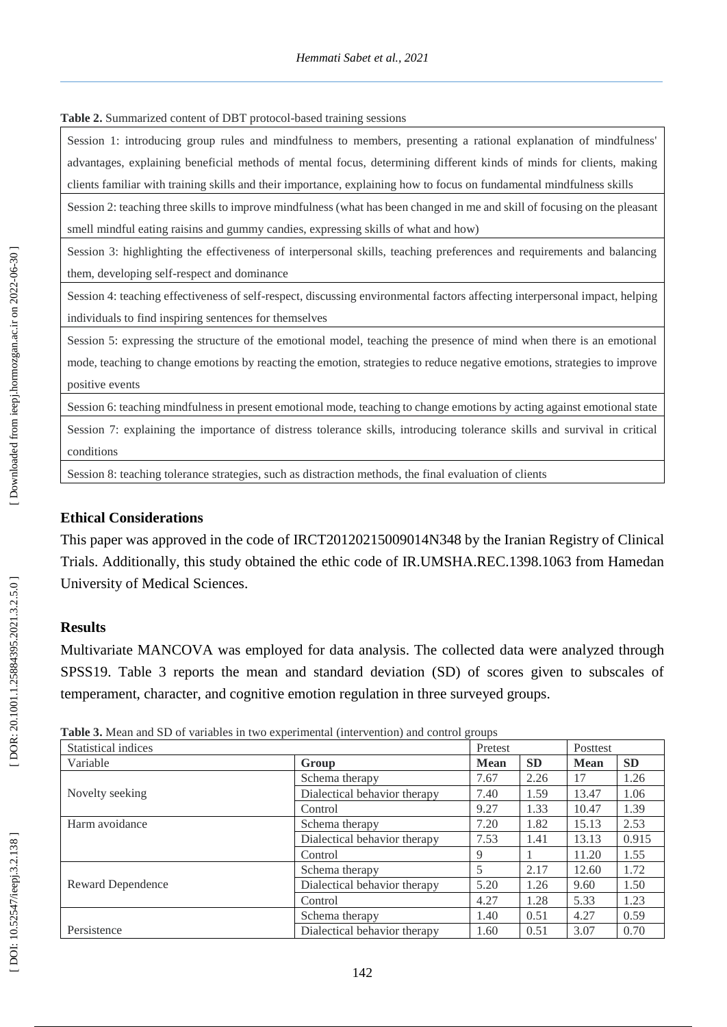**Table 2.** Summarized content of DBT protocol-based training sessions

| |
|---|
| Session 1: introducing group rules and mindfulness to members, presenting a rational explanation of mindfulness' advantages, explaining beneficial methods of mental focus, determining different kinds of minds for clients, making clients familiar with training skills and their importance, explaining how to focus on fundamental mindfulness skills |
| Session 2: teaching three skills to improve mindfulness (what has been changed in me and skill of focusing on the pleasant smell mindful eating raisins and gummy candies, expressing skills of what and how) |
| Session 3: highlighting the effectiveness of interpersonal skills, teaching preferences and requirements and balancing them, developing self-respect and dominance |
| Session 4: teaching effectiveness of self-respect, discussing environmental factors affecting interpersonal impact, helping individuals to find inspiring sentences for themselves |
| Session 5: expressing the structure of the emotional model, teaching the presence of mind when there is an emotional mode, teaching to change emotions by reacting the emotion, strategies to reduce negative emotions, strategies to improve positive events |
| Session 6: teaching mindfulness in present emotional mode, teaching to change emotions by acting against emotional state |
| Session 7: explaining the importance of distress tolerance skills, introducing tolerance skills and survival in critical conditions |
| Session 8: teaching tolerance strategies, such as distraction methods, the final evaluation of clients |

## Ethical Considerations

This paper was approved in the code of IRCT20120215009014N348 by the Iranian Registry of Clinical Trials. Additionally, this study obtained the ethic code of IR.UMSHA.REC.1398.1063 from Hamedan University of Medical Sciences.

## Results

Multivariate MANCOVA was employed for data analysis. The collected data were analyzed through SPSS19. Table 3 reports the mean and standard deviation (SD) of scores given to subscales of temperament, character, and cognitive emotion regulation in three surveyed groups.

**Table 3.** Mean and SD of variables in two experimental (intervention) and control groups

| Statistical indices | | Pretest | | Posttest | |
|---|---|---|---|---|---|
| Variable | **Group** | **Mean** | **SD** | **Mean** | **SD** |
| Novelty seeking | Schema therapy | 7.67 | 2.26 | 17 | 1.26 |
| | Dialectical behavior therapy | 7.40 | 1.59 | 13.47 | 1.06 |
| | Control | 9.27 | 1.33 | 10.47 | 1.39 |
| Harm avoidance | Schema therapy | 7.20 | 1.82 | 15.13 | 2.53 |
| | Dialectical behavior therapy | 7.53 | 1.41 | 13.13 | 0.915 |
| | Control | 9 | 1 | 11.20 | 1.55 |
| Reward Dependence | Schema therapy | 5 | 2.17 | 12.60 | 1.72 |
| | Dialectical behavior therapy | 5.20 | 1.26 | 9.60 | 1.50 |
| | Control | 4.27 | 1.28 | 5.33 | 1.23 |
| Persistence | Schema therapy | 1.40 | 0.51 | 4.27 | 0.59 |
| | Dialectical behavior therapy | 1.60 | 0.51 | 3.07 | 0.70 |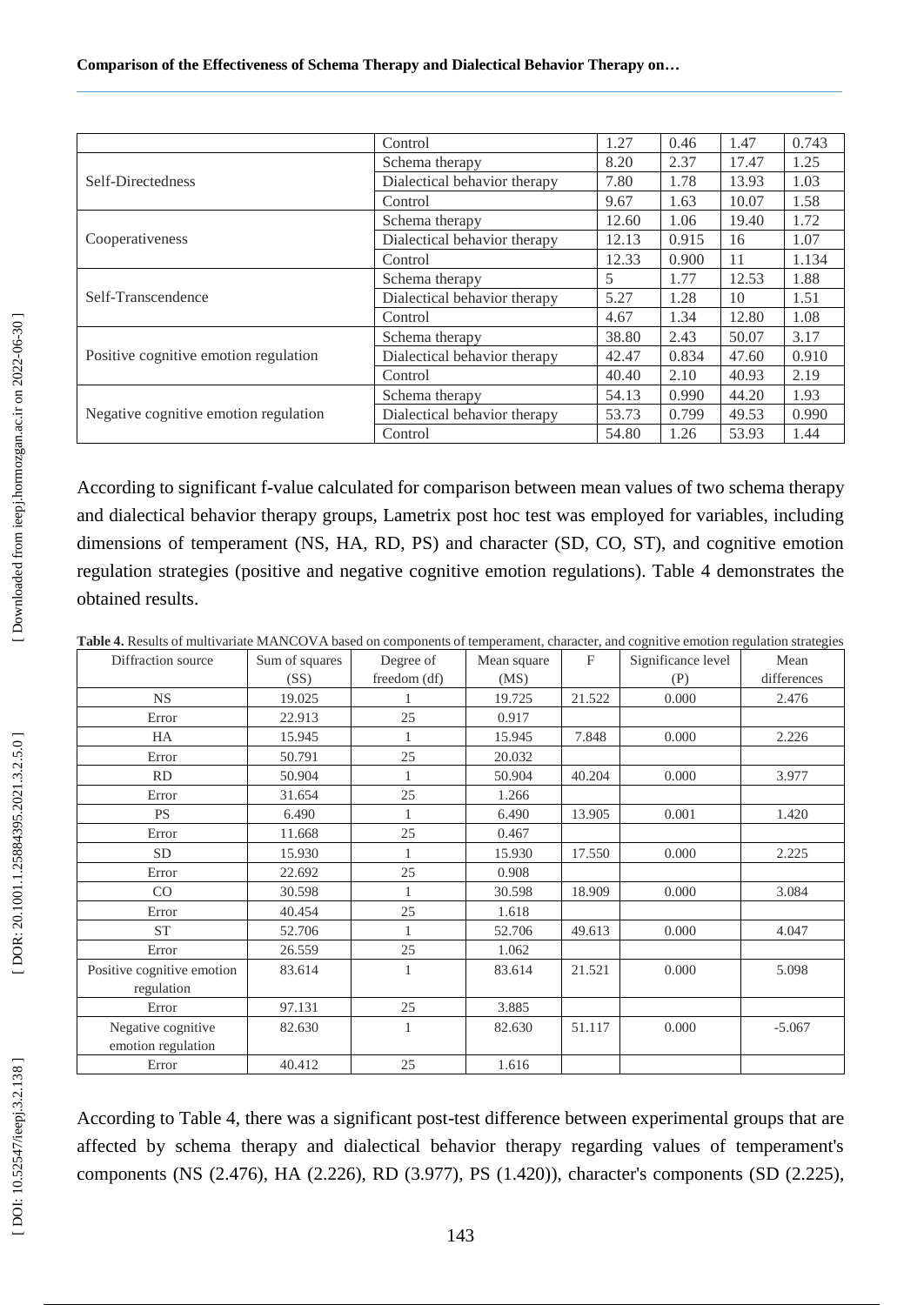|  |  |  |  |  |  |
|---|---|---|---|---|---|
|  | Control | 1.27 | 0.46 | 1.47 | 0.743 |
| Self-Directedness | Schema therapy | 8.20 | 2.37 | 17.47 | 1.25 |
|  | Dialectical behavior therapy | 7.80 | 1.78 | 13.93 | 1.03 |
|  | Control | 9.67 | 1.63 | 10.07 | 1.58 |
| Cooperativeness | Schema therapy | 12.60 | 1.06 | 19.40 | 1.72 |
|  | Dialectical behavior therapy | 12.13 | 0.915 | 16 | 1.07 |
|  | Control | 12.33 | 0.900 | 11 | 1.134 |
| Self-Transcendence | Schema therapy | 5 | 1.77 | 12.53 | 1.88 |
|  | Dialectical behavior therapy | 5.27 | 1.28 | 10 | 1.51 |
|  | Control | 4.67 | 1.34 | 12.80 | 1.08 |
| Positive cognitive emotion regulation | Schema therapy | 38.80 | 2.43 | 50.07 | 3.17 |
|  | Dialectical behavior therapy | 42.47 | 0.834 | 47.60 | 0.910 |
|  | Control | 40.40 | 2.10 | 40.93 | 2.19 |
| Negative cognitive emotion regulation | Schema therapy | 54.13 | 0.990 | 44.20 | 1.93 |
|  | Dialectical behavior therapy | 53.73 | 0.799 | 49.53 | 0.990 |
|  | Control | 54.80 | 1.26 | 53.93 | 1.44 |

According to significant f-value calculated for comparison between mean values of two schema therapy and dialectical behavior therapy groups, Lametrix post hoc test was employed for variables, including dimensions of temperament (NS, HA, RD, PS) and character (SD, CO, ST), and cognitive emotion regulation strategies (positive and negative cognitive emotion regulations). Table 4 demonstrates the obtained results.

**Table 4.** Results of multivariate MANCOVA based on components of temperament, character, and cognitive emotion regulation strategies

| Diffraction source | Sum of squares (SS) | Degree of freedom (df) | Mean square (MS) | F | Significance level (P) | Mean differences |
|---|---|---|---|---|---|---|
| NS | 19.025 | 1 | 19.725 | 21.522 | 0.000 | 2.476 |
| Error | 22.913 | 25 | 0.917 |  |  |  |
| HA | 15.945 | 1 | 15.945 | 7.848 | 0.000 | 2.226 |
| Error | 50.791 | 25 | 20.032 |  |  |  |
| RD | 50.904 | 1 | 50.904 | 40.204 | 0.000 | 3.977 |
| Error | 31.654 | 25 | 1.266 |  |  |  |
| PS | 6.490 | 1 | 6.490 | 13.905 | 0.001 | 1.420 |
| Error | 11.668 | 25 | 0.467 |  |  |  |
| SD | 15.930 | 1 | 15.930 | 17.550 | 0.000 | 2.225 |
| Error | 22.692 | 25 | 0.908 |  |  |  |
| CO | 30.598 | 1 | 30.598 | 18.909 | 0.000 | 3.084 |
| Error | 40.454 | 25 | 1.618 |  |  |  |
| ST | 52.706 | 1 | 52.706 | 49.613 | 0.000 | 4.047 |
| Error | 26.559 | 25 | 1.062 |  |  |  |
| Positive cognitive emotion regulation | 83.614 | 1 | 83.614 | 21.521 | 0.000 | 5.098 |
| Error | 97.131 | 25 | 3.885 |  |  |  |
| Negative cognitive emotion regulation | 82.630 | 1 | 82.630 | 51.117 | 0.000 | -5.067 |
| Error | 40.412 | 25 | 1.616 |  |  |  |

According to Table 4, there was a significant post-test difference between experimental groups that are affected by schema therapy and dialectical behavior therapy regarding values of temperament's components (NS (2.476), HA (2.226), RD (3.977), PS (1.420)), character's components (SD (2.225),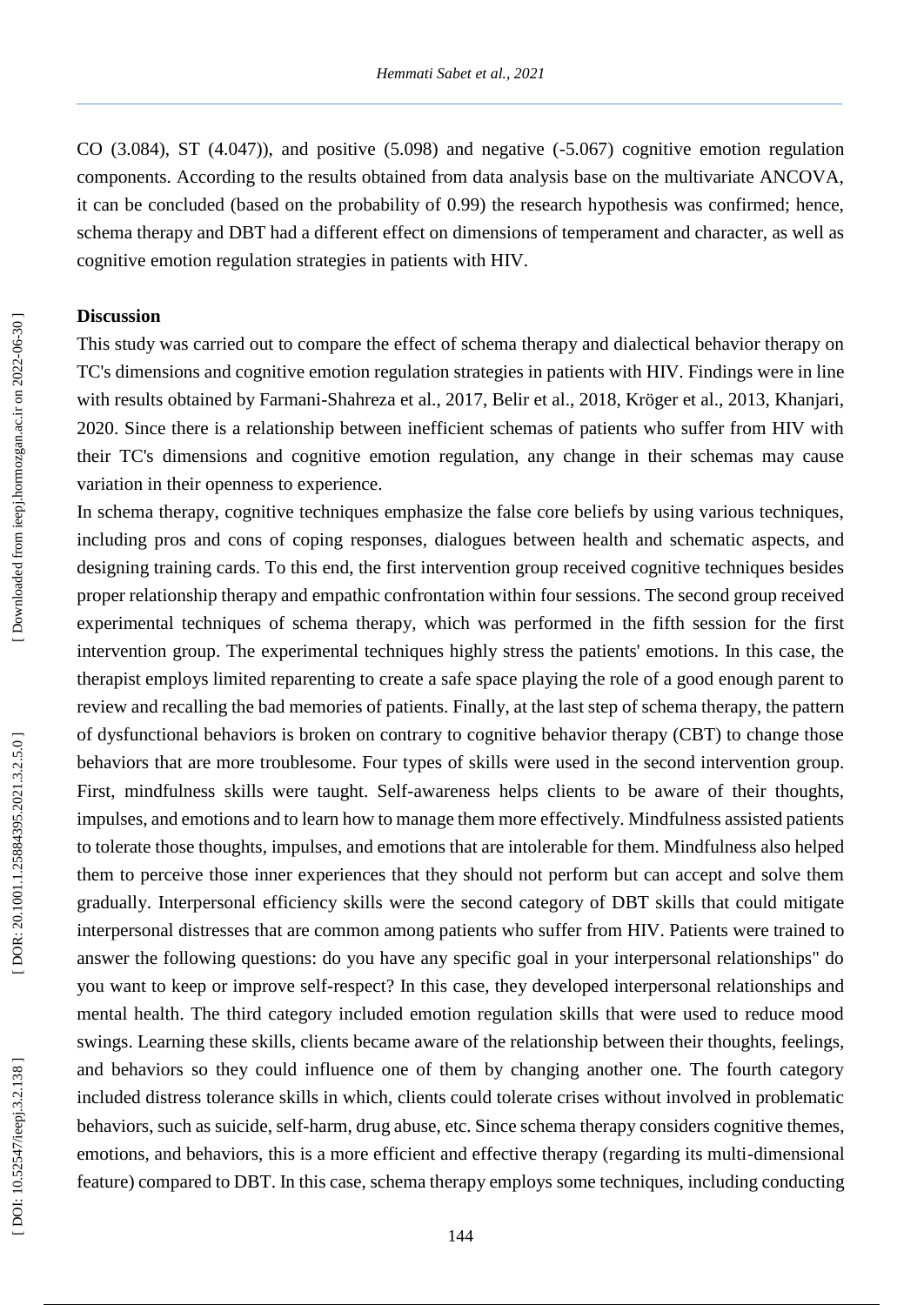CO (3.084), ST (4.047)), and positive (5.098) and negative (-5.067) cognitive emotion regulation components. According to the results obtained from data analysis base on the multivariate ANCOVA, it can be concluded (based on the probability of 0.99) the research hypothesis was confirmed; hence, schema therapy and DBT had a different effect on dimensions of temperament and character, as well as cognitive emotion regulation strategies in patients with HIV.

## Discussion

This study was carried out to compare the effect of schema therapy and dialectical behavior therapy on TC's dimensions and cognitive emotion regulation strategies in patients with HIV. Findings were in line with results obtained by Farmani-Shahreza et al., 2017, Belir et al., 2018, Kröger et al., 2013, Khanjari, 2020. Since there is a relationship between inefficient schemas of patients who suffer from HIV with their TC's dimensions and cognitive emotion regulation, any change in their schemas may cause variation in their openness to experience.

In schema therapy, cognitive techniques emphasize the false core beliefs by using various techniques, including pros and cons of coping responses, dialogues between health and schematic aspects, and designing training cards. To this end, the first intervention group received cognitive techniques besides proper relationship therapy and empathic confrontation within four sessions. The second group received experimental techniques of schema therapy, which was performed in the fifth session for the first intervention group. The experimental techniques highly stress the patients' emotions. In this case, the therapist employs limited reparenting to create a safe space playing the role of a good enough parent to review and recalling the bad memories of patients. Finally, at the last step of schema therapy, the pattern of dysfunctional behaviors is broken on contrary to cognitive behavior therapy (CBT) to change those behaviors that are more troublesome. Four types of skills were used in the second intervention group. First, mindfulness skills were taught. Self-awareness helps clients to be aware of their thoughts, impulses, and emotions and to learn how to manage them more effectively. Mindfulness assisted patients to tolerate those thoughts, impulses, and emotions that are intolerable for them. Mindfulness also helped them to perceive those inner experiences that they should not perform but can accept and solve them gradually. Interpersonal efficiency skills were the second category of DBT skills that could mitigate interpersonal distresses that are common among patients who suffer from HIV. Patients were trained to answer the following questions: do you have any specific goal in your interpersonal relationships" do you want to keep or improve self-respect? In this case, they developed interpersonal relationships and mental health. The third category included emotion regulation skills that were used to reduce mood swings. Learning these skills, clients became aware of the relationship between their thoughts, feelings, and behaviors so they could influence one of them by changing another one. The fourth category included distress tolerance skills in which, clients could tolerate crises without involved in problematic behaviors, such as suicide, self-harm, drug abuse, etc. Since schema therapy considers cognitive themes, emotions, and behaviors, this is a more efficient and effective therapy (regarding its multi-dimensional feature) compared to DBT. In this case, schema therapy employs some techniques, including conducting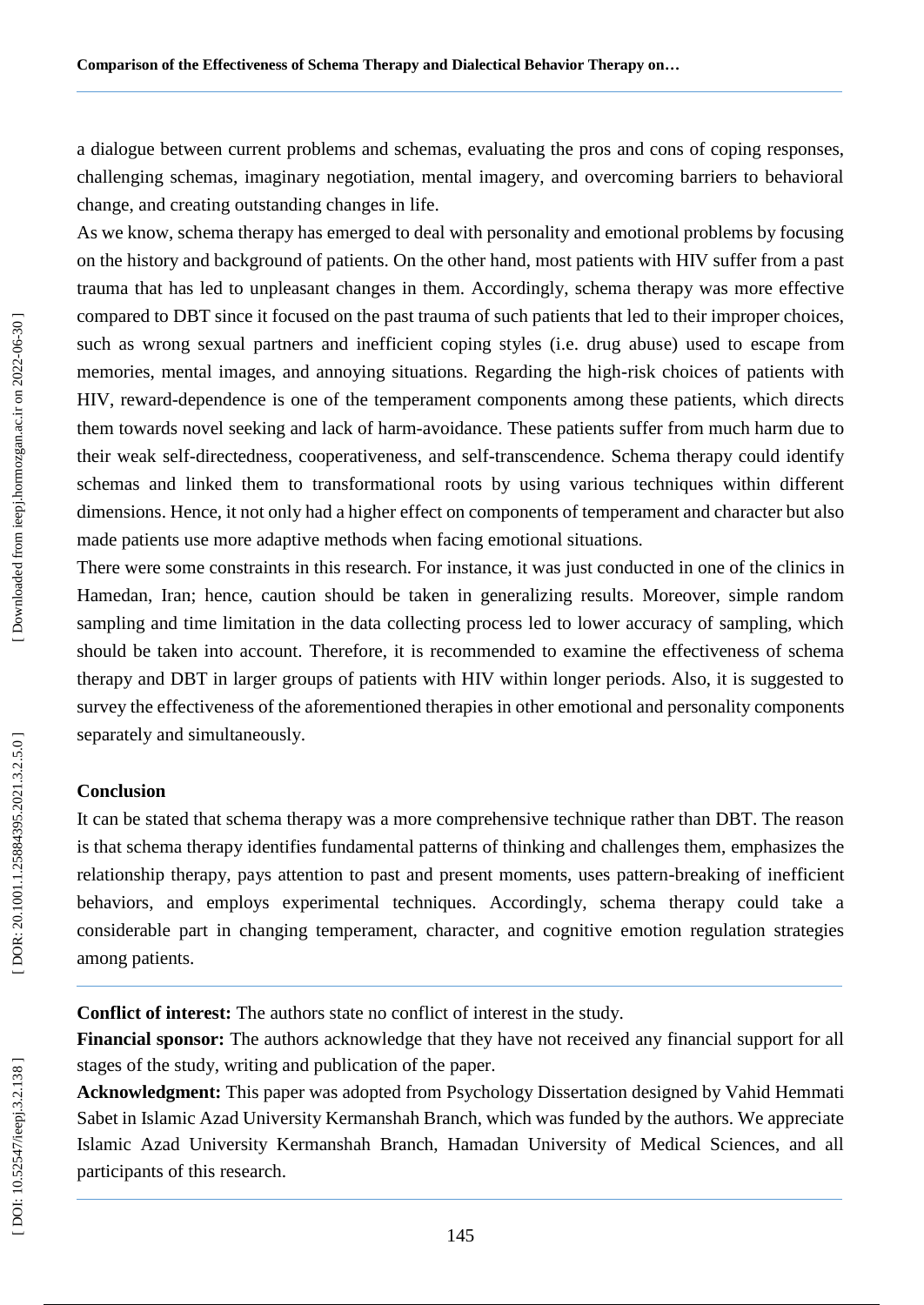a dialogue between current problems and schemas, evaluating the pros and cons of coping responses, challenging schemas, imaginary negotiation, mental imagery, and overcoming barriers to behavioral change, and creating outstanding changes in life.

As we know, schema therapy has emerged to deal with personality and emotional problems by focusing on the history and background of patients. On the other hand, most patients with HIV suffer from a past trauma that has led to unpleasant changes in them. Accordingly, schema therapy was more effective compared to DBT since it focused on the past trauma of such patients that led to their improper choices, such as wrong sexual partners and inefficient coping styles (i.e. drug abuse) used to escape from memories, mental images, and annoying situations. Regarding the high-risk choices of patients with HIV, reward-dependence is one of the temperament components among these patients, which directs them towards novel seeking and lack of harm-avoidance. These patients suffer from much harm due to their weak self-directedness, cooperativeness, and self-transcendence. Schema therapy could identify schemas and linked them to transformational roots by using various techniques within different dimensions. Hence, it not only had a higher effect on components of temperament and character but also made patients use more adaptive methods when facing emotional situations.

There were some constraints in this research. For instance, it was just conducted in one of the clinics in Hamedan, Iran; hence, caution should be taken in generalizing results. Moreover, simple random sampling and time limitation in the data collecting process led to lower accuracy of sampling, which should be taken into account. Therefore, it is recommended to examine the effectiveness of schema therapy and DBT in larger groups of patients with HIV within longer periods. Also, it is suggested to survey the effectiveness of the aforementioned therapies in other emotional and personality components separately and simultaneously.

## Conclusion

It can be stated that schema therapy was a more comprehensive technique rather than DBT. The reason is that schema therapy identifies fundamental patterns of thinking and challenges them, emphasizes the relationship therapy, pays attention to past and present moments, uses pattern-breaking of inefficient behaviors, and employs experimental techniques. Accordingly, schema therapy could take a considerable part in changing temperament, character, and cognitive emotion regulation strategies among patients.

**Conflict of interest:** The authors state no conflict of interest in the study.

**Financial sponsor:** The authors acknowledge that they have not received any financial support for all stages of the study, writing and publication of the paper.

**Acknowledgment:** This paper was adopted from Psychology Dissertation designed by Vahid Hemmati Sabet in Islamic Azad University Kermanshah Branch, which was funded by the authors. We appreciate Islamic Azad University Kermanshah Branch, Hamadan University of Medical Sciences, and all participants of this research.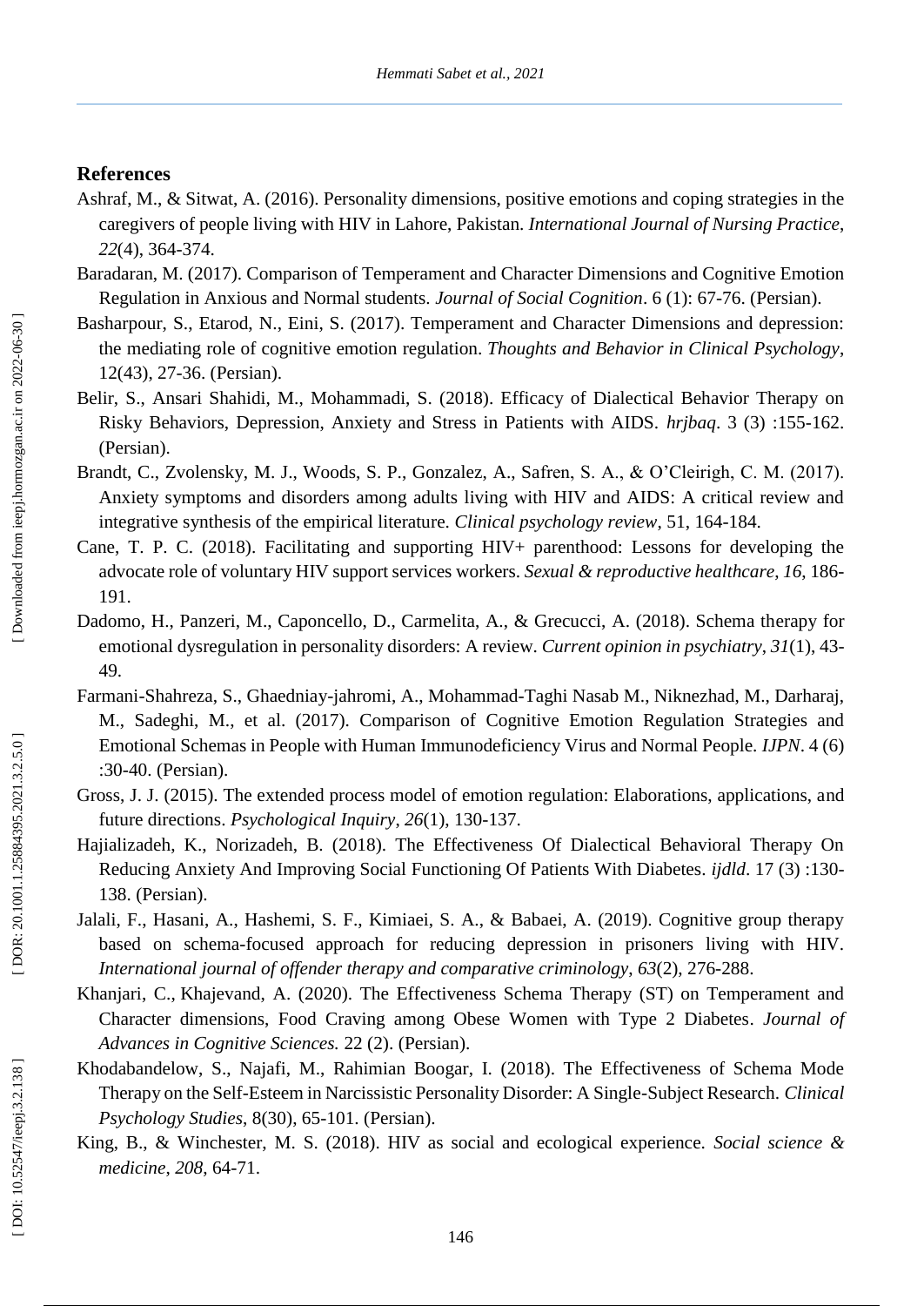## References

Ashraf, M., & Sitwat, A. (2016). Personality dimensions, positive emotions and coping strategies in the caregivers of people living with HIV in Lahore, Pakistan. *International Journal of Nursing Practice*, *22*(4), 364-374.

Baradaran, M. (2017). Comparison of Temperament and Character Dimensions and Cognitive Emotion Regulation in Anxious and Normal students. *Journal of Social Cognition*. 6 (1): 67-76. (Persian).

Basharpour, S., Etarod, N., Eini, S. (2017). Temperament and Character Dimensions and depression: the mediating role of cognitive emotion regulation. *Thoughts and Behavior in Clinical Psychology*, 12(43), 27-36. (Persian).

Belir, S., Ansari Shahidi, M., Mohammadi, S. (2018). Efficacy of Dialectical Behavior Therapy on Risky Behaviors, Depression, Anxiety and Stress in Patients with AIDS. *hrjbaq*. 3 (3) :155-162. (Persian).

Brandt, C., Zvolensky, M. J., Woods, S. P., Gonzalez, A., Safren, S. A., & O'Cleirigh, C. M. (2017). Anxiety symptoms and disorders among adults living with HIV and AIDS: A critical review and integrative synthesis of the empirical literature. *Clinical psychology review*, 51, 164-184.

Cane, T. P. C. (2018). Facilitating and supporting HIV+ parenthood: Lessons for developing the advocate role of voluntary HIV support services workers. *Sexual & reproductive healthcare*, *16*, 186-191.

Dadomo, H., Panzeri, M., Caponcello, D., Carmelita, A., & Grecucci, A. (2018). Schema therapy for emotional dysregulation in personality disorders: A review. *Current opinion in psychiatry*, *31*(1), 43-49.

Farmani-Shahreza, S., Ghaedniay-jahromi, A., Mohammad-Taghi Nasab M., Niknezhad, M., Darharaj, M., Sadeghi, M., et al. (2017). Comparison of Cognitive Emotion Regulation Strategies and Emotional Schemas in People with Human Immunodeficiency Virus and Normal People. *IJPN*. 4 (6) :30-40. (Persian).

Gross, J. J. (2015). The extended process model of emotion regulation: Elaborations, applications, and future directions. *Psychological Inquiry*, *26*(1), 130-137.

Hajializadeh, K., Norizadeh, B. (2018). The Effectiveness Of Dialectical Behavioral Therapy On Reducing Anxiety And Improving Social Functioning Of Patients With Diabetes. *ijdld*. 17 (3) :130-138. (Persian).

Jalali, F., Hasani, A., Hashemi, S. F., Kimiaei, S. A., & Babaei, A. (2019). Cognitive group therapy based on schema-focused approach for reducing depression in prisoners living with HIV. *International journal of offender therapy and comparative criminology*, *63*(2), 276-288.

Khanjari, C., Khajevand, A. (2020). The Effectiveness Schema Therapy (ST) on Temperament and Character dimensions, Food Craving among Obese Women with Type 2 Diabetes. *Journal of Advances in Cognitive Sciences.* 22 (2). (Persian).

Khodabandelow, S., Najafi, M., Rahimian Boogar, I. (2018). The Effectiveness of Schema Mode Therapy on the Self-Esteem in Narcissistic Personality Disorder: A Single-Subject Research. *Clinical Psychology Studies*, 8(30), 65-101. (Persian).

King, B., & Winchester, M. S. (2018). HIV as social and ecological experience. *Social science & medicine*, *208*, 64-71.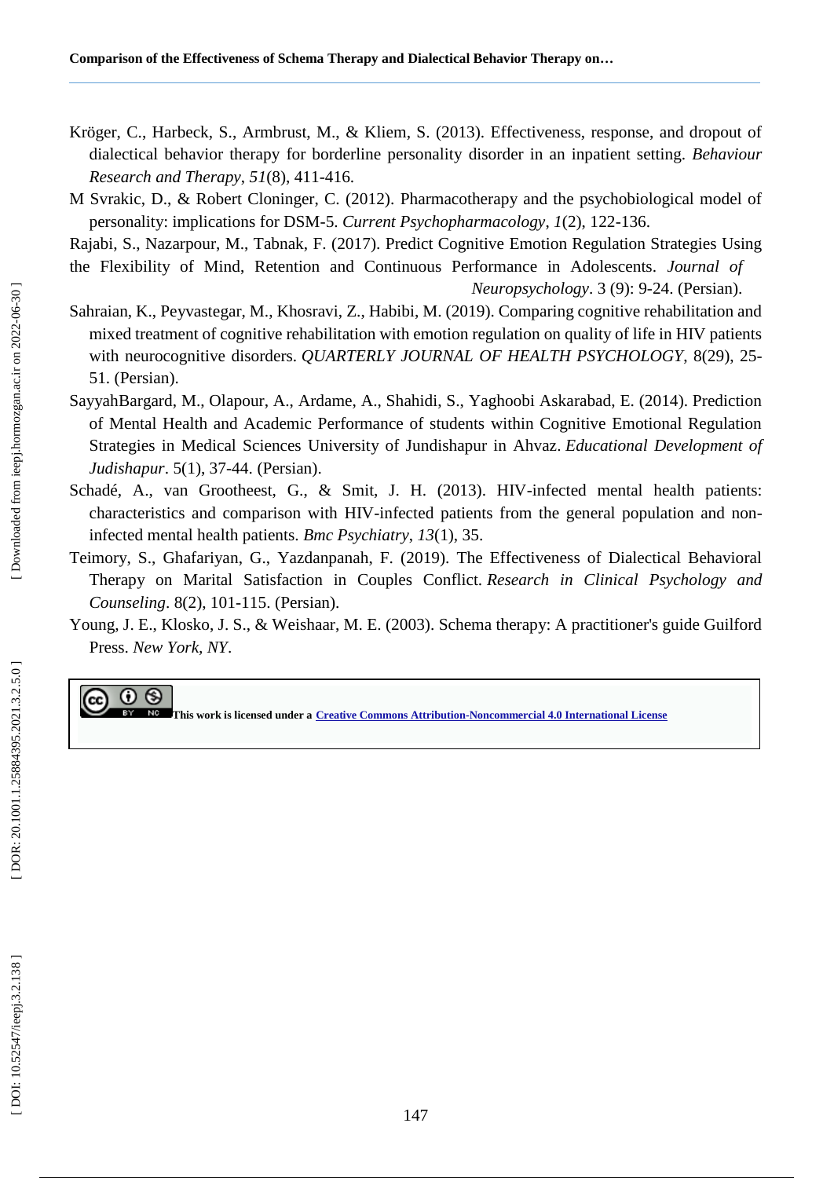Kröger, C., Harbeck, S., Armbrust, M., & Kliem, S. (2013). Effectiveness, response, and dropout of dialectical behavior therapy for borderline personality disorder in an inpatient setting. *Behaviour Research and Therapy*, *51*(8), 411-416.

M Svrakic, D., & Robert Cloninger, C. (2012). Pharmacotherapy and the psychobiological model of personality: implications for DSM-5. *Current Psychopharmacology*, *1*(2), 122-136.

Rajabi, S., Nazarpour, M., Tabnak, F. (2017). Predict Cognitive Emotion Regulation Strategies Using the Flexibility of Mind, Retention and Continuous Performance in Adolescents. *Journal of Neuropsychology*. 3 (9): 9-24. (Persian).

Sahraian, K., Peyvastegar, M., Khosravi, Z., Habibi, M. (2019). Comparing cognitive rehabilitation and mixed treatment of cognitive rehabilitation with emotion regulation on quality of life in HIV patients with neurocognitive disorders. *QUARTERLY JOURNAL OF HEALTH PSYCHOLOGY*, 8(29), 25-51. (Persian).

SayyahBargard, M., Olapour, A., Ardame, A., Shahidi, S., Yaghoobi Askarabad, E. (2014). Prediction of Mental Health and Academic Performance of students within Cognitive Emotional Regulation Strategies in Medical Sciences University of Jundishapur in Ahvaz. *Educational Development of Judishapur*. 5(1), 37-44. (Persian).

Schadé, A., van Grootheest, G., & Smit, J. H. (2013). HIV-infected mental health patients: characteristics and comparison with HIV-infected patients from the general population and non-infected mental health patients. *Bmc Psychiatry*, *13*(1), 35.

Teimory, S., Ghafariyan, G., Yazdanpanah, F. (2019). The Effectiveness of Dialectical Behavioral Therapy on Marital Satisfaction in Couples Conflict. *Research in Clinical Psychology and Counseling*. 8(2), 101-115. (Persian).

Young, J. E., Klosko, J. S., & Weishaar, M. E. (2003). Schema therapy: A practitioner's guide Guilford Press. *New York, NY*.

**This work is licensed under a [Creative Commons Attribution-Noncommercial 4.0 International License]**